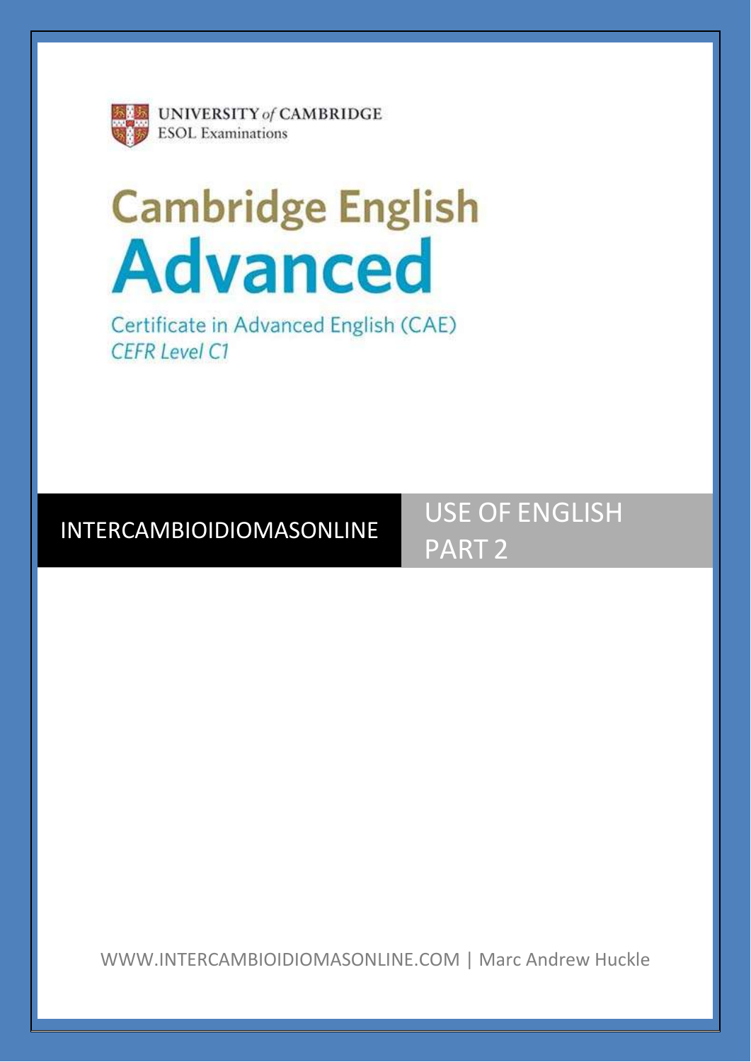UNIVERSITY *of* CAMBRIDGE
ESOL Examinations

# Cambridge English Advanced

Certificate in Advanced English (CAE)
*CEFR Level C1*

INTERCAMBIOIDIOMASONLINE

## USE OF ENGLISH PART 2

WWW.INTERCAMBIOIDIOMASONLINE.COM | Marc Andrew Huckle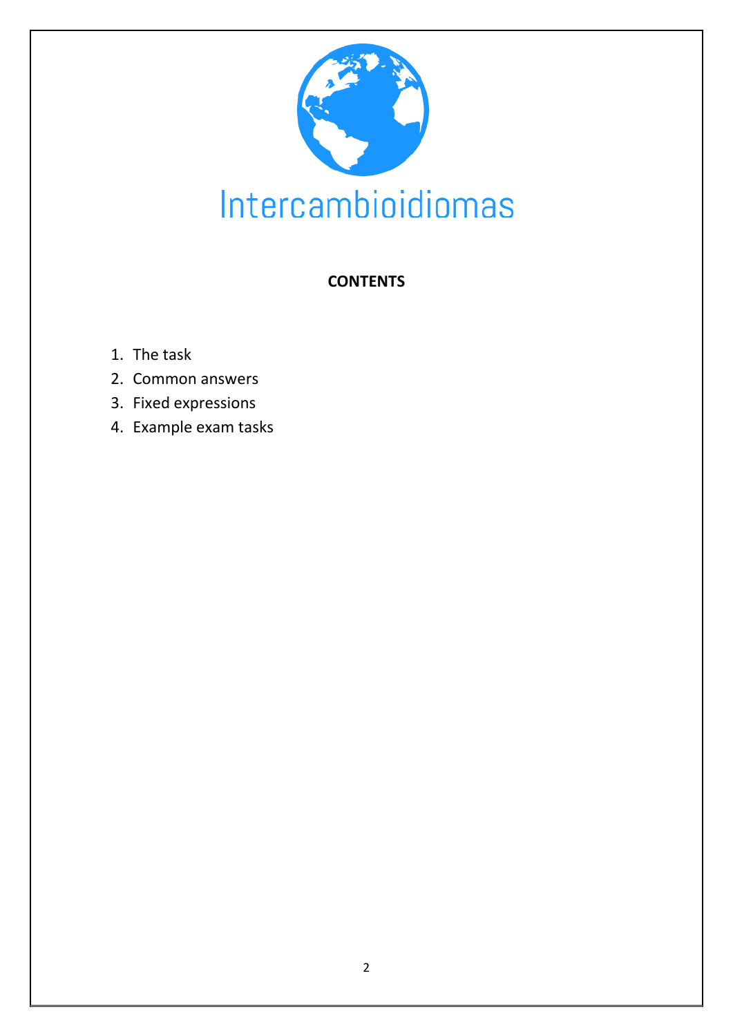Intercambioidiomas

**CONTENTS**

1. The task
2. Common answers
3. Fixed expressions
4. Example exam tasks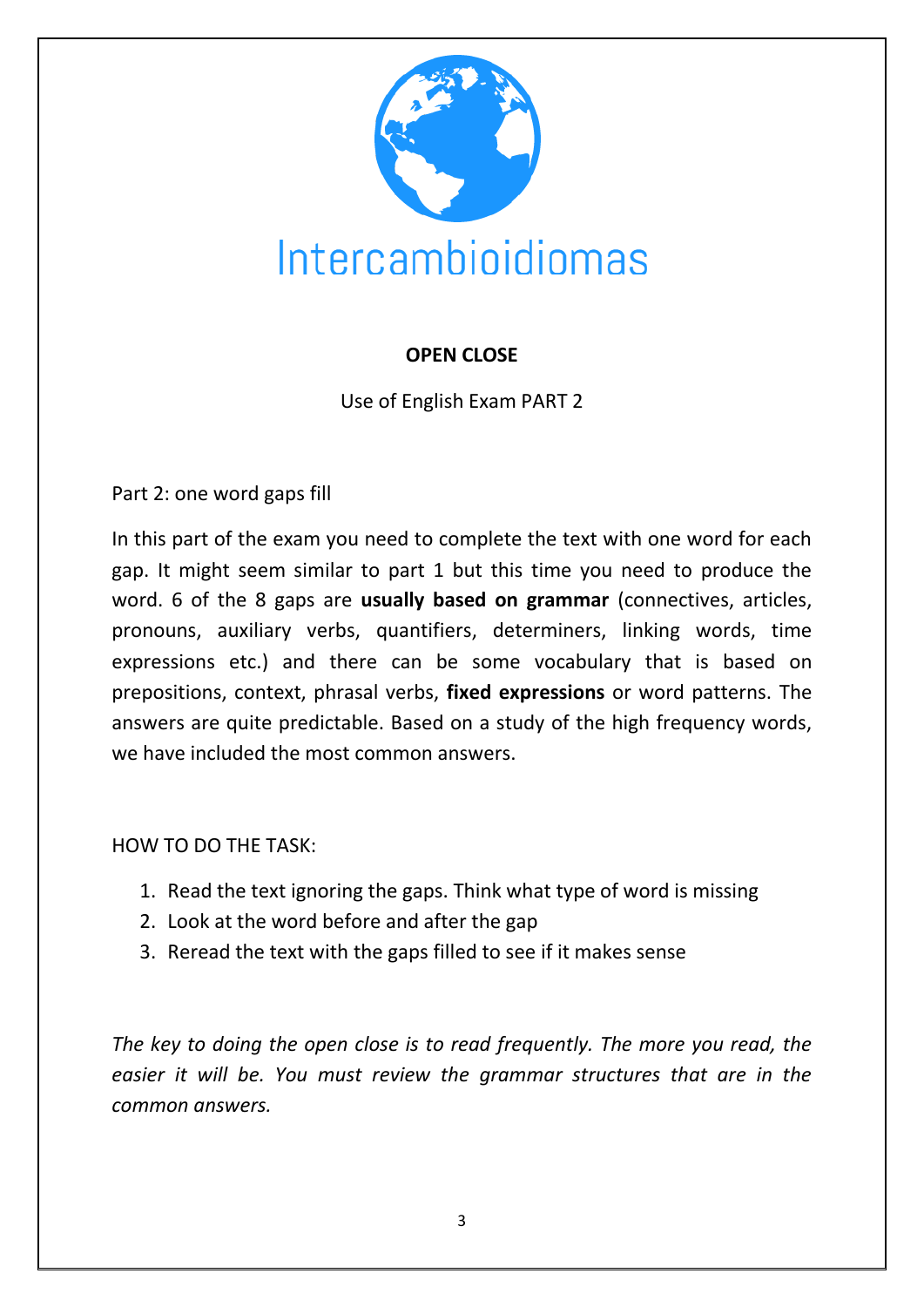Intercambioidiomas

**OPEN CLOSE**

Use of English Exam PART 2

Part 2: one word gaps fill

In this part of the exam you need to complete the text with one word for each gap. It might seem similar to part 1 but this time you need to produce the word. 6 of the 8 gaps are **usually based on grammar** (connectives, articles, pronouns, auxiliary verbs, quantifiers, determiners, linking words, time expressions etc.) and there can be some vocabulary that is based on prepositions, context, phrasal verbs, **fixed expressions** or word patterns. The answers are quite predictable. Based on a study of the high frequency words, we have included the most common answers.

HOW TO DO THE TASK:

1. Read the text ignoring the gaps. Think what type of word is missing
2. Look at the word before and after the gap
3. Reread the text with the gaps filled to see if it makes sense

*The key to doing the open close is to read frequently. The more you read, the easier it will be. You must review the grammar structures that are in the common answers.*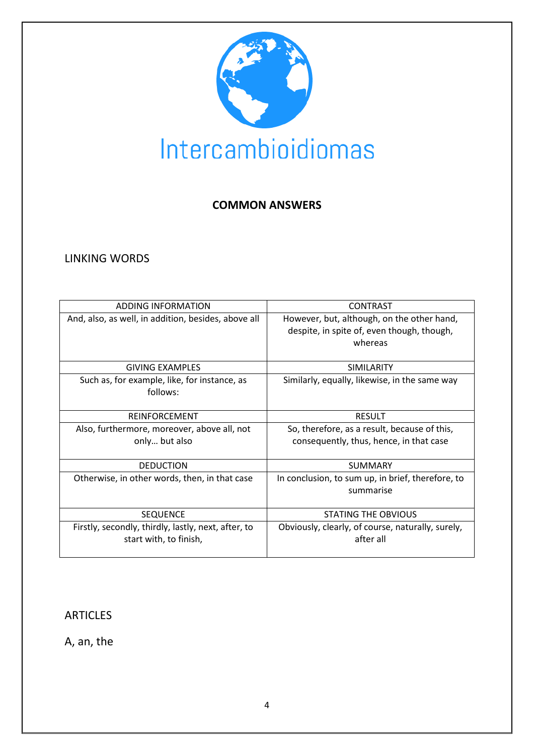Intercambioidiomas

## COMMON ANSWERS

### LINKING WORDS

| ADDING INFORMATION | CONTRAST |
|---|---|
| And, also, as well, in addition, besides, above all | However, but, although, on the other hand, despite, in spite of, even though, though, whereas |
| GIVING EXAMPLES | SIMILARITY |
| Such as, for example, like, for instance, as follows: | Similarly, equally, likewise, in the same way |
| REINFORCEMENT | RESULT |
| Also, furthermore, moreover, above all, not only… but also | So, therefore, as a result, because of this, consequently, thus, hence, in that case |
| DEDUCTION | SUMMARY |
| Otherwise, in other words, then, in that case | In conclusion, to sum up, in brief, therefore, to summarise |
| SEQUENCE | STATING THE OBVIOUS |
| Firstly, secondly, thirdly, lastly, next, after, to start with, to finish, | Obviously, clearly, of course, naturally, surely, after all |

### ARTICLES

A, an, the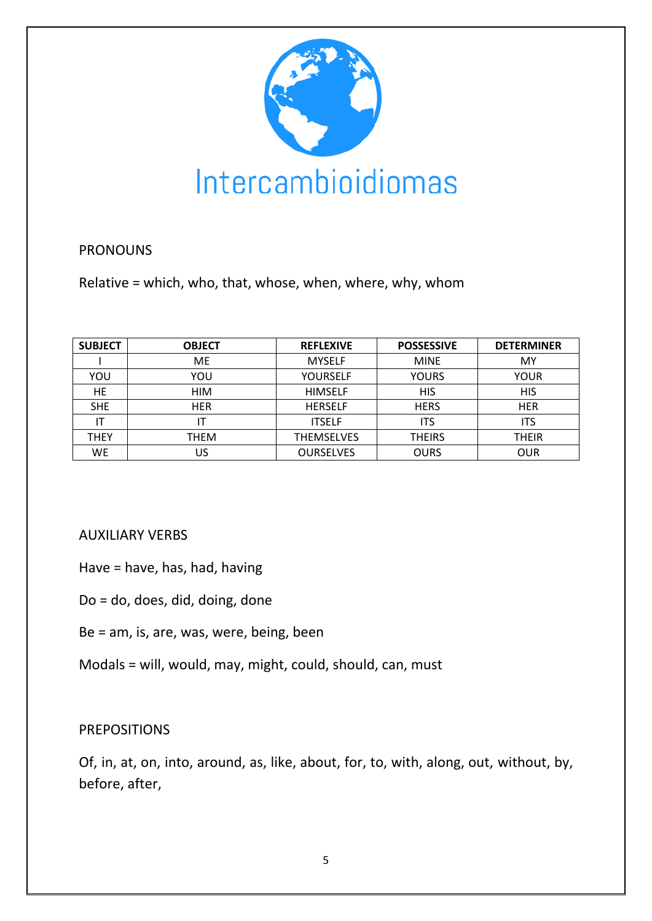Intercambioidiomas

## PRONOUNS

Relative = which, who, that, whose, when, where, why, whom

| SUBJECT | OBJECT | REFLEXIVE | POSSESSIVE | DETERMINER |
|---|---|---|---|---|
| I | ME | MYSELF | MINE | MY |
| YOU | YOU | YOURSELF | YOURS | YOUR |
| HE | HIM | HIMSELF | HIS | HIS |
| SHE | HER | HERSELF | HERS | HER |
| IT | IT | ITSELF | ITS | ITS |
| THEY | THEM | THEMSELVES | THEIRS | THEIR |
| WE | US | OURSELVES | OURS | OUR |

## AUXILIARY VERBS

Have = have, has, had, having

Do = do, does, did, doing, done

Be = am, is, are, was, were, being, been

Modals = will, would, may, might, could, should, can, must

## PREPOSITIONS

Of, in, at, on, into, around, as, like, about, for, to, with, along, out, without, by, before, after,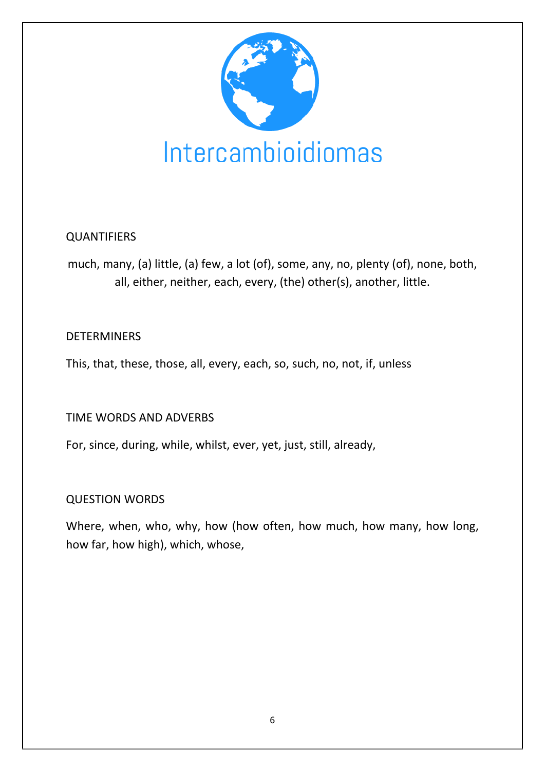Intercambioidiomas

## QUANTIFIERS

much, many, (a) little, (a) few, a lot (of), some, any, no, plenty (of), none, both, all, either, neither, each, every, (the) other(s), another, little.

## DETERMINERS

This, that, these, those, all, every, each, so, such, no, not, if, unless

## TIME WORDS AND ADVERBS

For, since, during, while, whilst, ever, yet, just, still, already,

## QUESTION WORDS

Where, when, who, why, how (how often, how much, how many, how long, how far, how high), which, whose,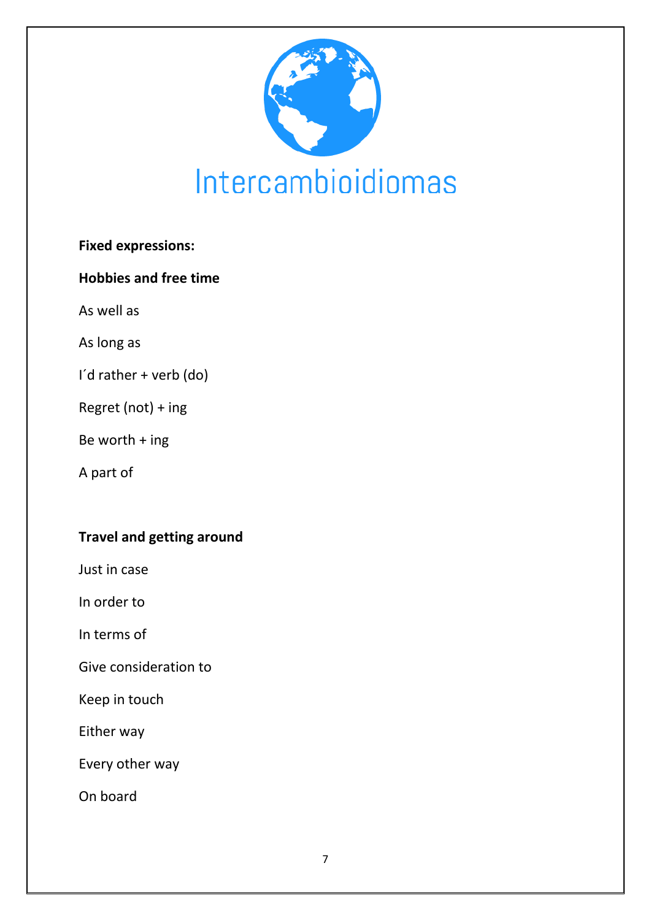**Fixed expressions:**

**Hobbies and free time**

As well as

As long as

I´d rather + verb (do)

Regret (not) + ing

Be worth + ing

A part of

**Travel and getting around**

Just in case

In order to

In terms of

Give consideration to

Keep in touch

Either way

Every other way

On board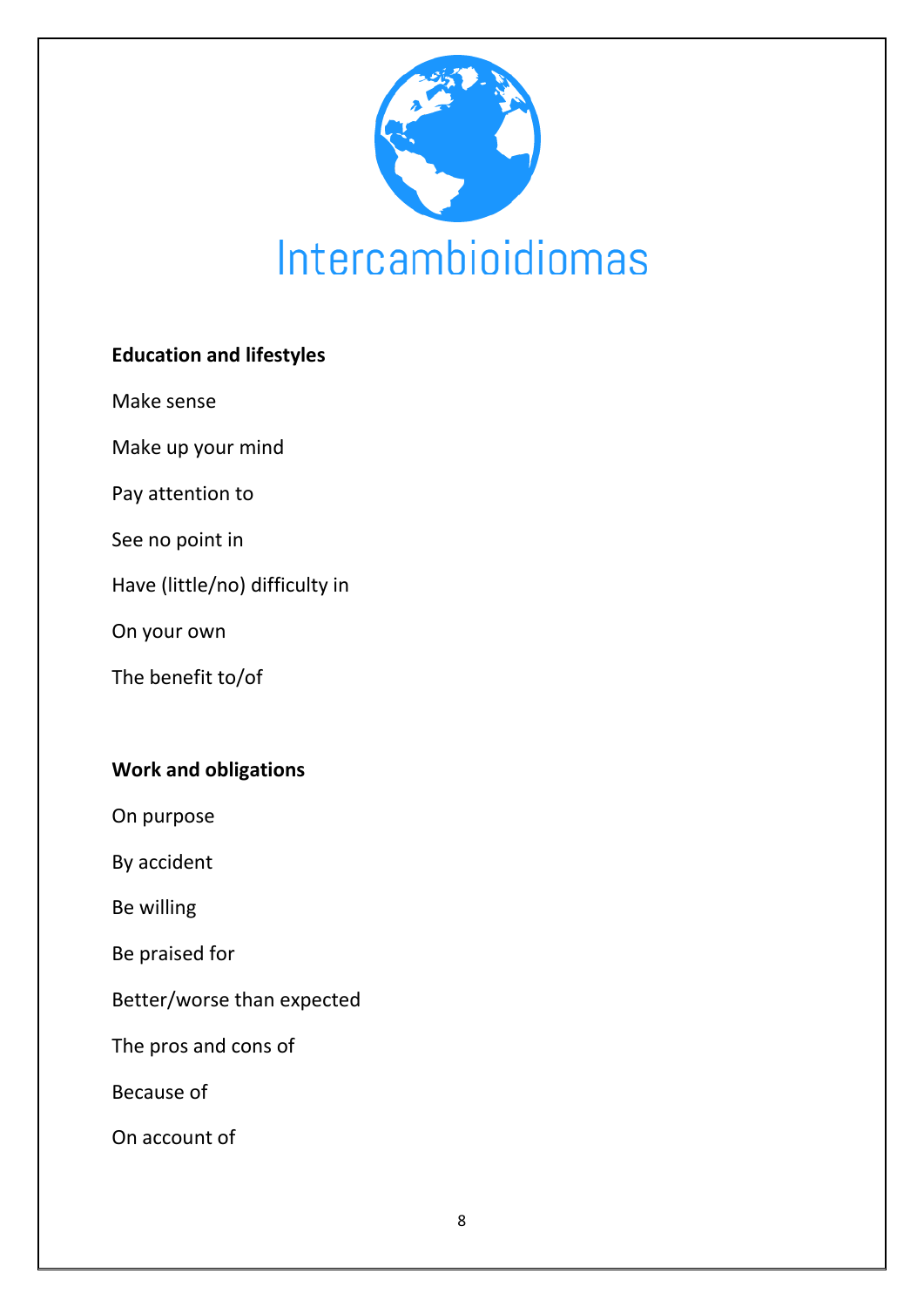Intercambioidiomas

**Education and lifestyles**

Make sense

Make up your mind

Pay attention to

See no point in

Have (little/no) difficulty in

On your own

The benefit to/of

**Work and obligations**

On purpose

By accident

Be willing

Be praised for

Better/worse than expected

The pros and cons of

Because of

On account of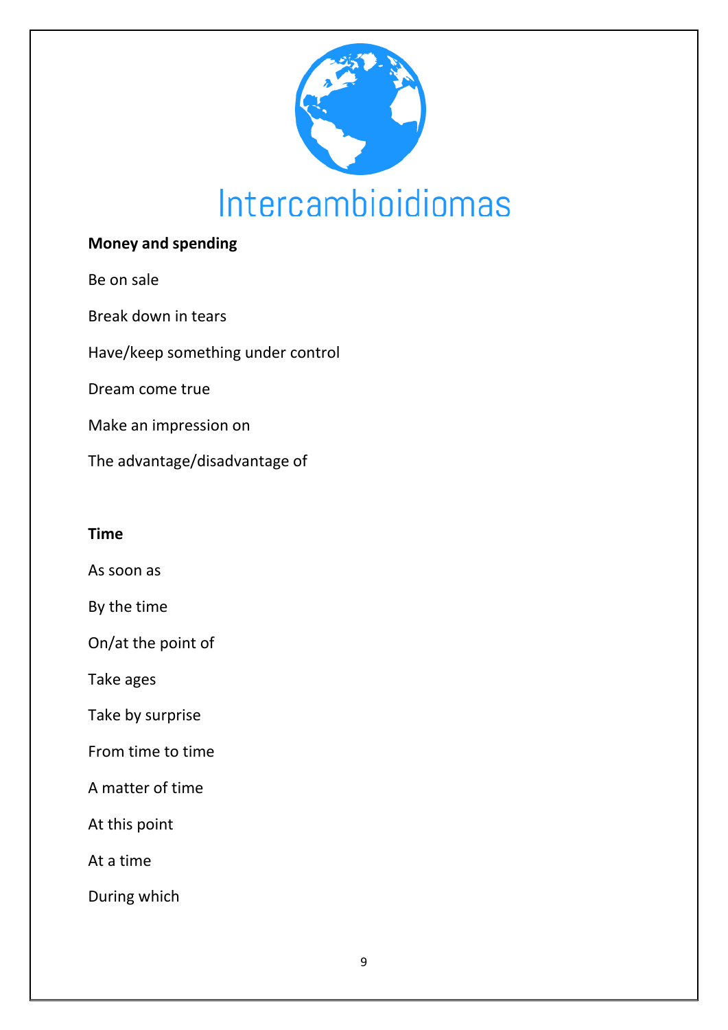Intercambioidiomas

**Money and spending**

Be on sale

Break down in tears

Have/keep something under control

Dream come true

Make an impression on

The advantage/disadvantage of

**Time**

As soon as

By the time

On/at the point of

Take ages

Take by surprise

From time to time

A matter of time

At this point

At a time

During which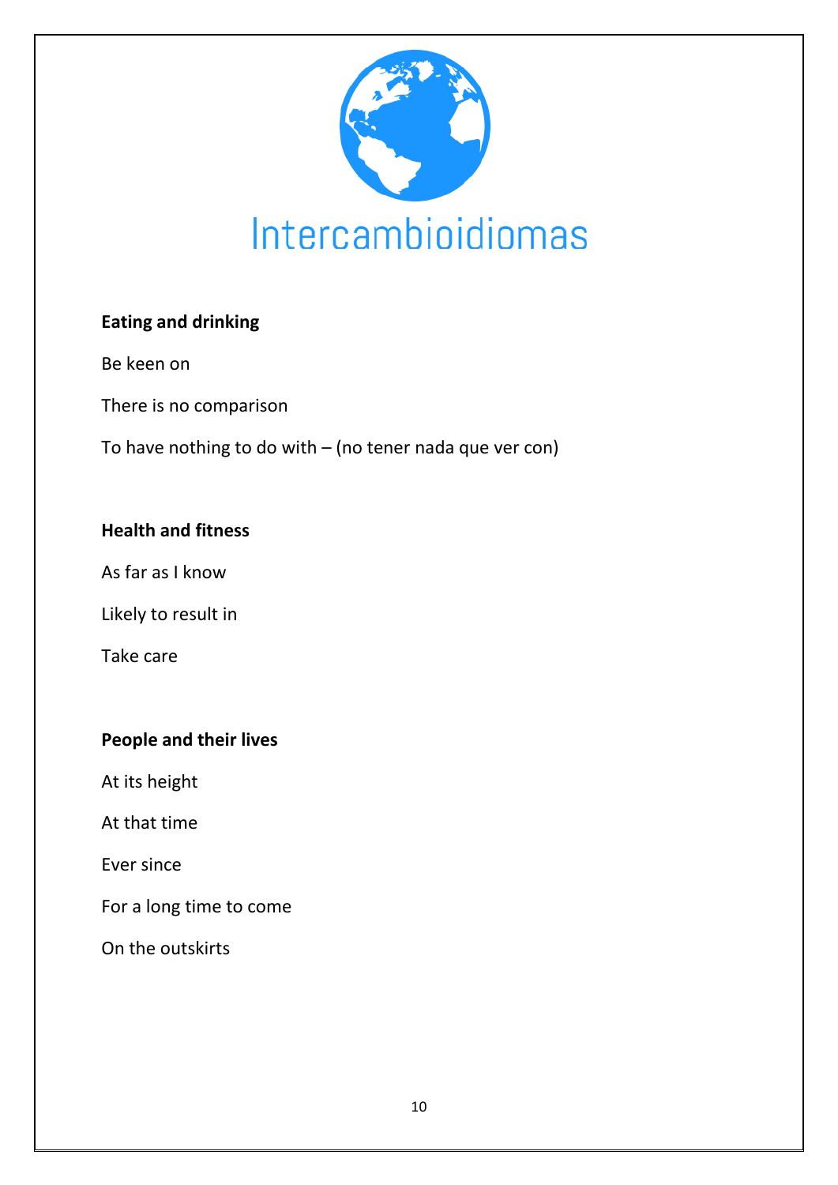Intercambioidiomas

**Eating and drinking**

Be keen on

There is no comparison

To have nothing to do with – (no tener nada que ver con)

**Health and fitness**

As far as I know

Likely to result in

Take care

**People and their lives**

At its height

At that time

Ever since

For a long time to come

On the outskirts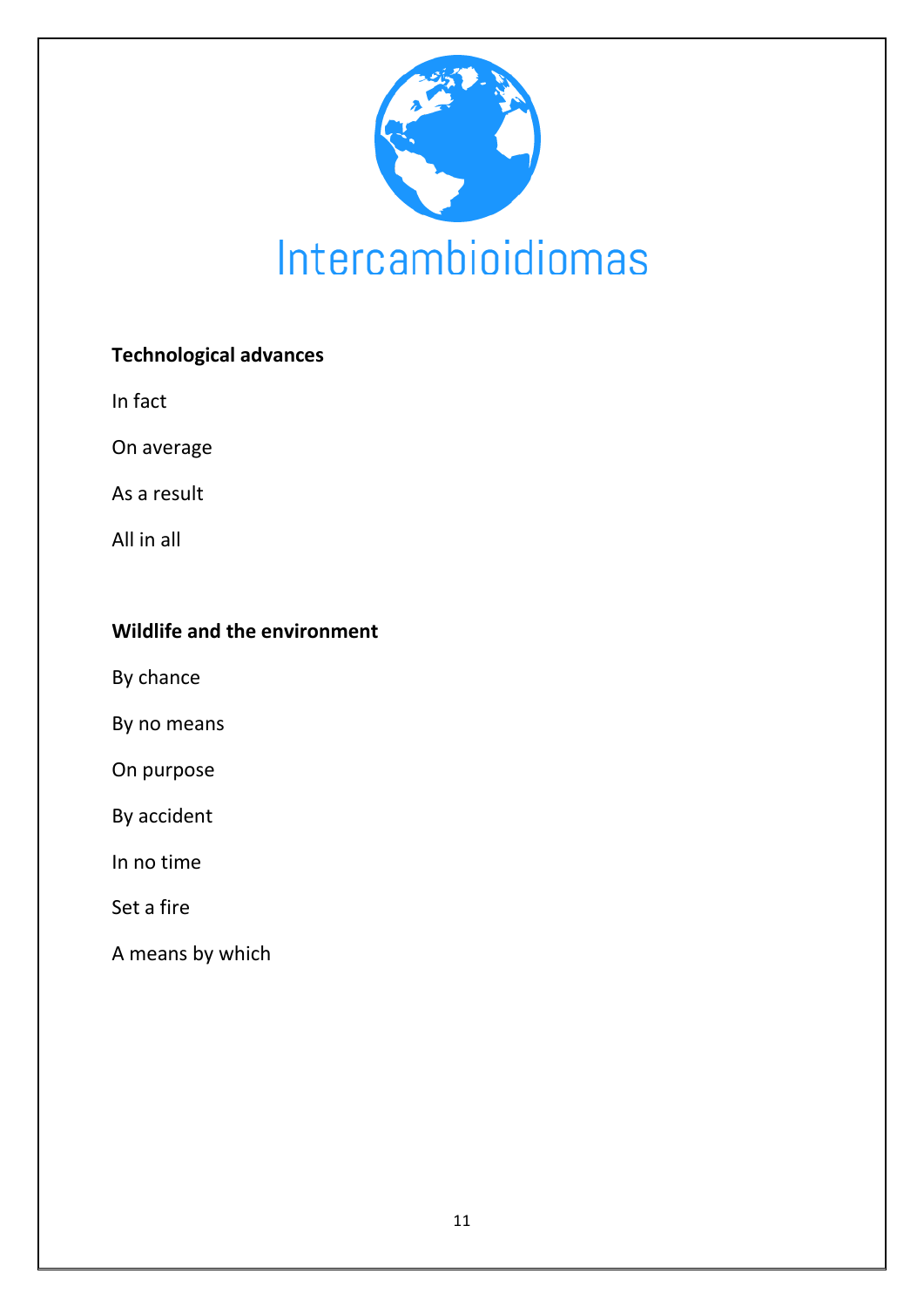Intercambioidiomas

**Technological advances**

In fact

On average

As a result

All in all

**Wildlife and the environment**

By chance

By no means

On purpose

By accident

In no time

Set a fire

A means by which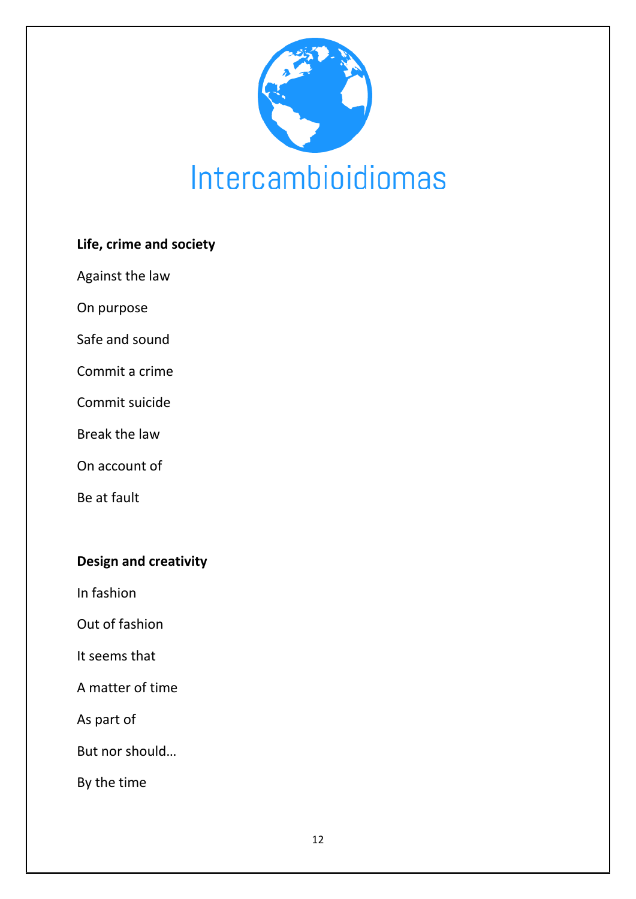Intercambioidiomas

**Life, crime and society**

Against the law

On purpose

Safe and sound

Commit a crime

Commit suicide

Break the law

On account of

Be at fault

**Design and creativity**

In fashion

Out of fashion

It seems that

A matter of time

As part of

But nor should…

By the time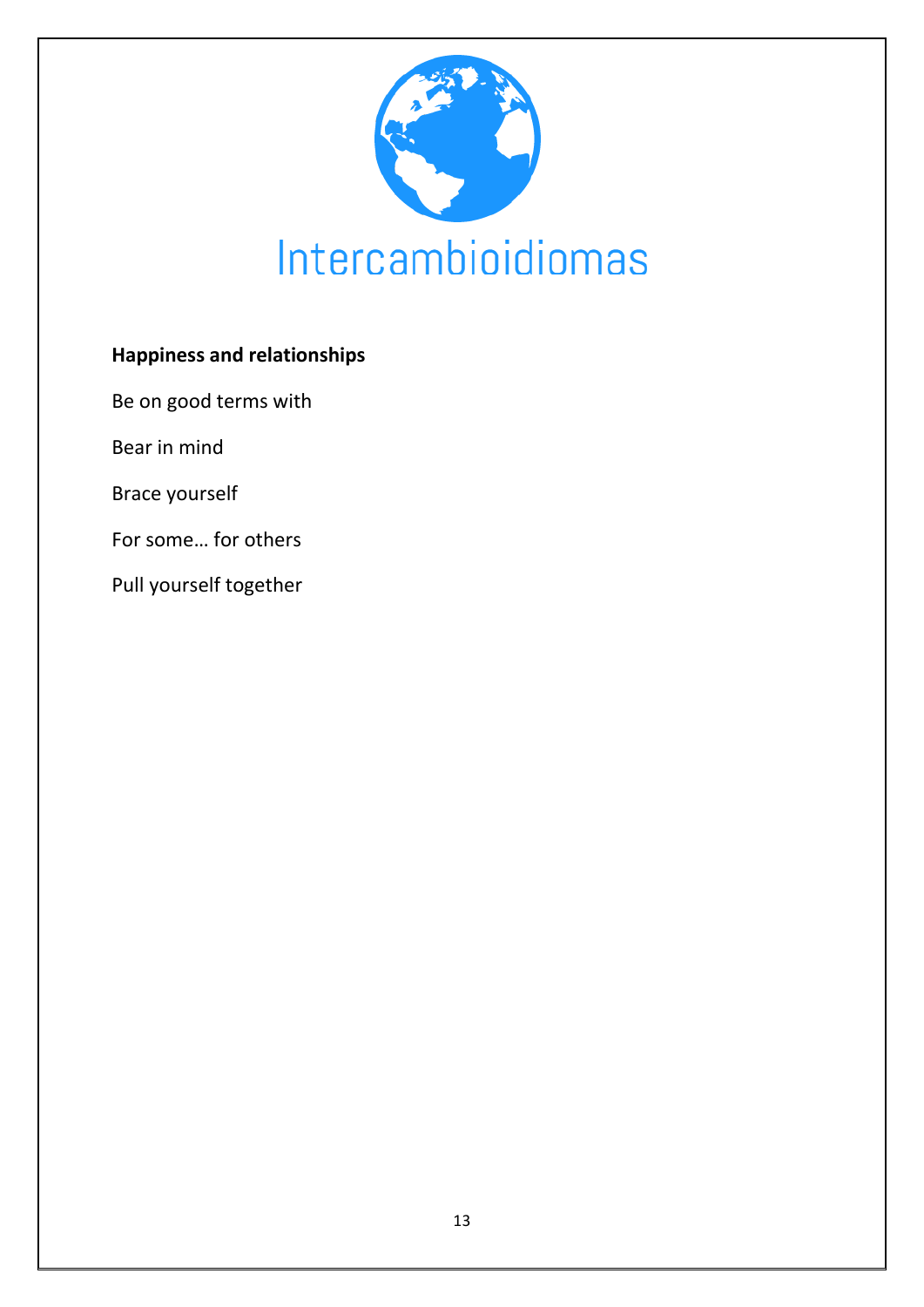Intercambioidiomas

**Happiness and relationships**

Be on good terms with

Bear in mind

Brace yourself

For some… for others

Pull yourself together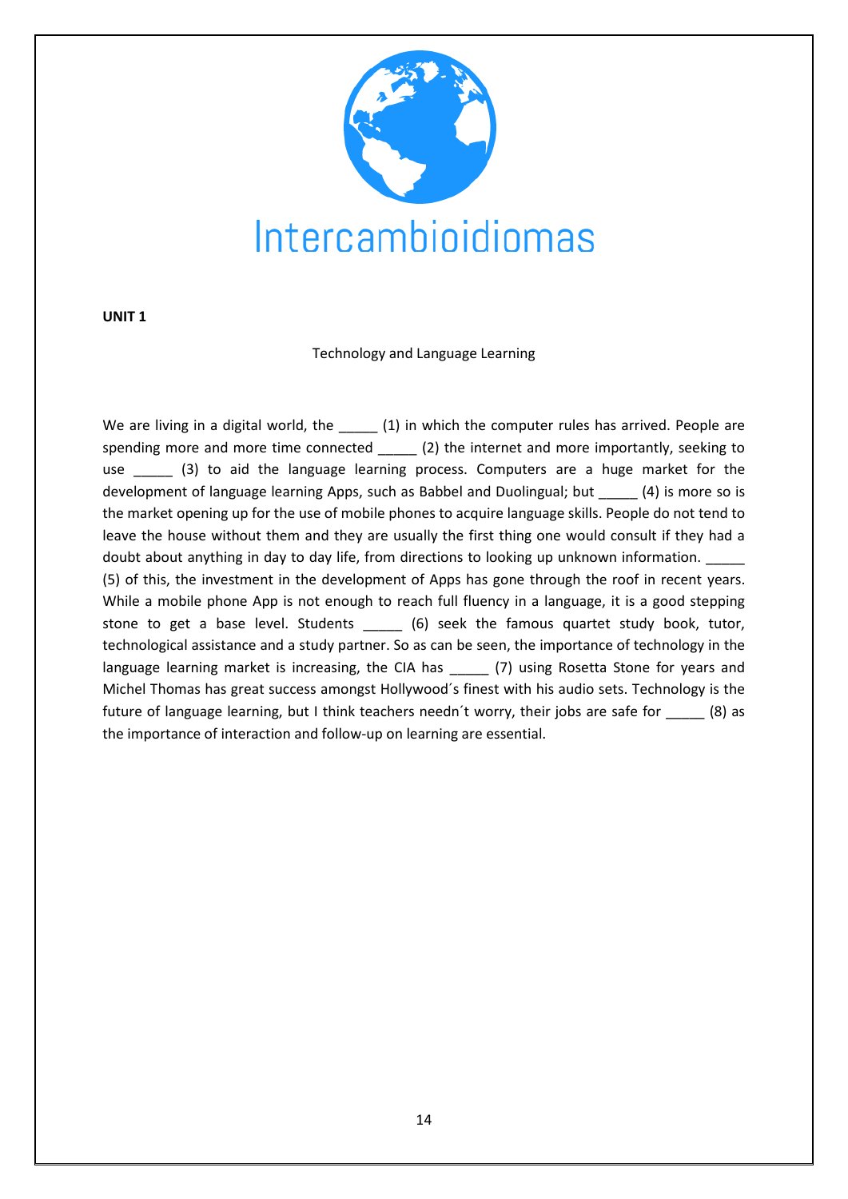Intercambioidiomas

**UNIT 1**

Technology and Language Learning

We are living in a digital world, the _____ (1) in which the computer rules has arrived. People are spending more and more time connected _____ (2) the internet and more importantly, seeking to use _____ (3) to aid the language learning process. Computers are a huge market for the development of language learning Apps, such as Babbel and Duolingual; but _____ (4) is more so is the market opening up for the use of mobile phones to acquire language skills. People do not tend to leave the house without them and they are usually the first thing one would consult if they had a doubt about anything in day to day life, from directions to looking up unknown information. _____ (5) of this, the investment in the development of Apps has gone through the roof in recent years. While a mobile phone App is not enough to reach full fluency in a language, it is a good stepping stone to get a base level. Students _____ (6) seek the famous quartet study book, tutor, technological assistance and a study partner. So as can be seen, the importance of technology in the language learning market is increasing, the CIA has _____ (7) using Rosetta Stone for years and Michel Thomas has great success amongst Hollywood´s finest with his audio sets. Technology is the future of language learning, but I think teachers needn´t worry, their jobs are safe for _____ (8) as the importance of interaction and follow-up on learning are essential.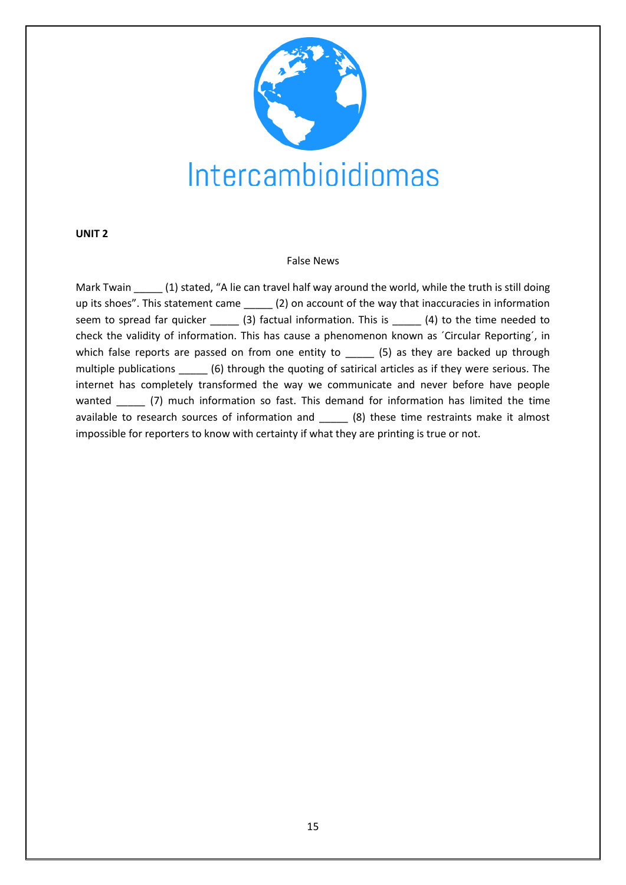Intercambioidiomas

**UNIT 2**

False News

Mark Twain _____ (1) stated, "A lie can travel half way around the world, while the truth is still doing up its shoes". This statement came _____ (2) on account of the way that inaccuracies in information seem to spread far quicker _____ (3) factual information. This is _____ (4) to the time needed to check the validity of information. This has cause a phenomenon known as ´Circular Reporting´, in which false reports are passed on from one entity to _____ (5) as they are backed up through multiple publications _____ (6) through the quoting of satirical articles as if they were serious. The internet has completely transformed the way we communicate and never before have people wanted _____ (7) much information so fast. This demand for information has limited the time available to research sources of information and _____ (8) these time restraints make it almost impossible for reporters to know with certainty if what they are printing is true or not.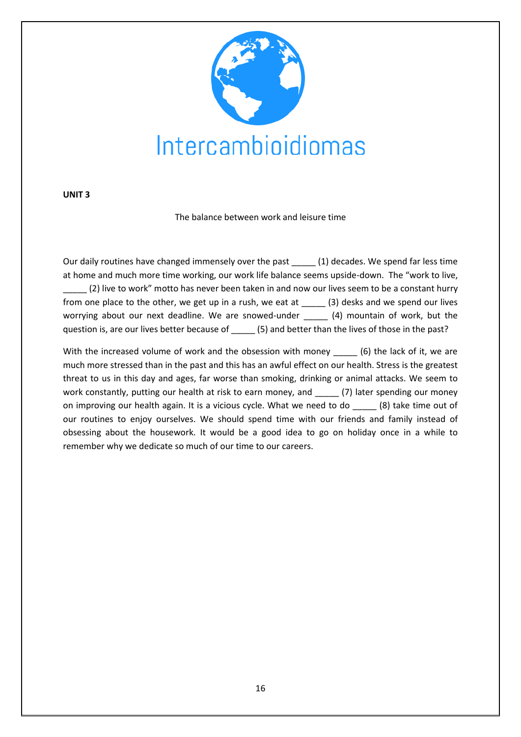Intercambioidiomas

**UNIT 3**

The balance between work and leisure time

Our daily routines have changed immensely over the past _____ (1) decades. We spend far less time at home and much more time working, our work life balance seems upside-down. The "work to live, _____ (2) live to work" motto has never been taken in and now our lives seem to be a constant hurry from one place to the other, we get up in a rush, we eat at _____ (3) desks and we spend our lives worrying about our next deadline. We are snowed-under _____ (4) mountain of work, but the question is, are our lives better because of _____ (5) and better than the lives of those in the past?

With the increased volume of work and the obsession with money _____ (6) the lack of it, we are much more stressed than in the past and this has an awful effect on our health. Stress is the greatest threat to us in this day and ages, far worse than smoking, drinking or animal attacks. We seem to work constantly, putting our health at risk to earn money, and _____ (7) later spending our money on improving our health again. It is a vicious cycle. What we need to do _____ (8) take time out of our routines to enjoy ourselves. We should spend time with our friends and family instead of obsessing about the housework. It would be a good idea to go on holiday once in a while to remember why we dedicate so much of our time to our careers.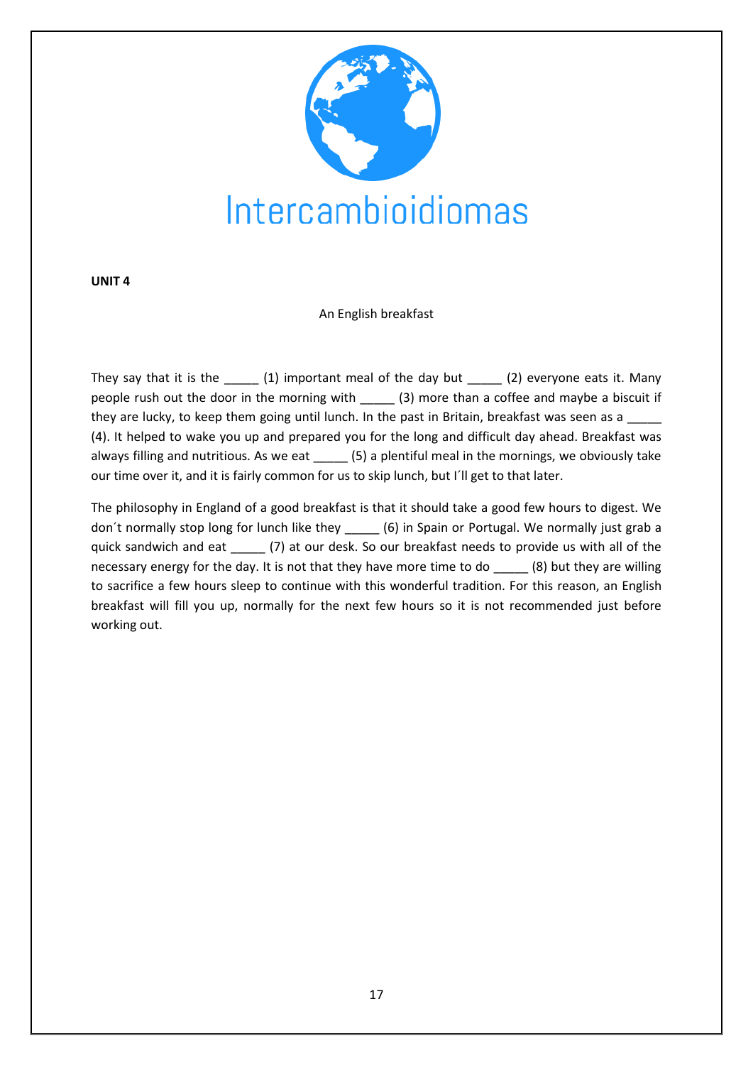Intercambioidiomas

**UNIT 4**

An English breakfast

They say that it is the _____ (1) important meal of the day but _____ (2) everyone eats it. Many people rush out the door in the morning with _____ (3) more than a coffee and maybe a biscuit if they are lucky, to keep them going until lunch. In the past in Britain, breakfast was seen as a _____ (4). It helped to wake you up and prepared you for the long and difficult day ahead. Breakfast was always filling and nutritious. As we eat _____ (5) a plentiful meal in the mornings, we obviously take our time over it, and it is fairly common for us to skip lunch, but I´ll get to that later.

The philosophy in England of a good breakfast is that it should take a good few hours to digest. We don´t normally stop long for lunch like they _____ (6) in Spain or Portugal. We normally just grab a quick sandwich and eat _____ (7) at our desk. So our breakfast needs to provide us with all of the necessary energy for the day. It is not that they have more time to do _____ (8) but they are willing to sacrifice a few hours sleep to continue with this wonderful tradition. For this reason, an English breakfast will fill you up, normally for the next few hours so it is not recommended just before working out.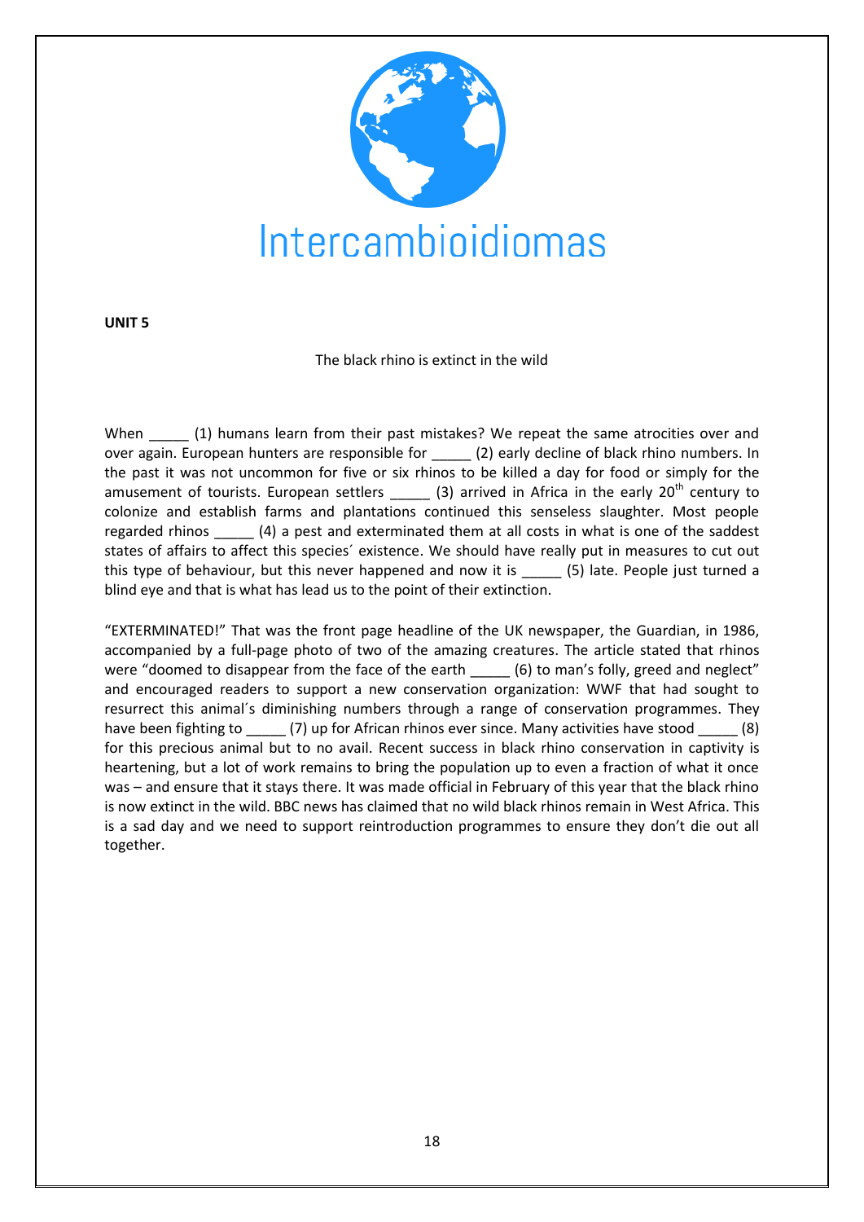Intercambioidiomas

**UNIT 5**

The black rhino is extinct in the wild

When _____ (1) humans learn from their past mistakes? We repeat the same atrocities over and over again. European hunters are responsible for _____ (2) early decline of black rhino numbers. In the past it was not uncommon for five or six rhinos to be killed a day for food or simply for the amusement of tourists. European settlers _____ (3) arrived in Africa in the early 20th century to colonize and establish farms and plantations continued this senseless slaughter. Most people regarded rhinos _____ (4) a pest and exterminated them at all costs in what is one of the saddest states of affairs to affect this species´ existence. We should have really put in measures to cut out this type of behaviour, but this never happened and now it is _____ (5) late. People just turned a blind eye and that is what has lead us to the point of their extinction.

"EXTERMINATED!" That was the front page headline of the UK newspaper, the Guardian, in 1986, accompanied by a full-page photo of two of the amazing creatures. The article stated that rhinos were "doomed to disappear from the face of the earth _____ (6) to man's folly, greed and neglect" and encouraged readers to support a new conservation organization: WWF that had sought to resurrect this animal´s diminishing numbers through a range of conservation programmes. They have been fighting to _____ (7) up for African rhinos ever since. Many activities have stood _____ (8) for this precious animal but to no avail. Recent success in black rhino conservation in captivity is heartening, but a lot of work remains to bring the population up to even a fraction of what it once was – and ensure that it stays there. It was made official in February of this year that the black rhino is now extinct in the wild. BBC news has claimed that no wild black rhinos remain in West Africa. This is a sad day and we need to support reintroduction programmes to ensure they don't die out all together.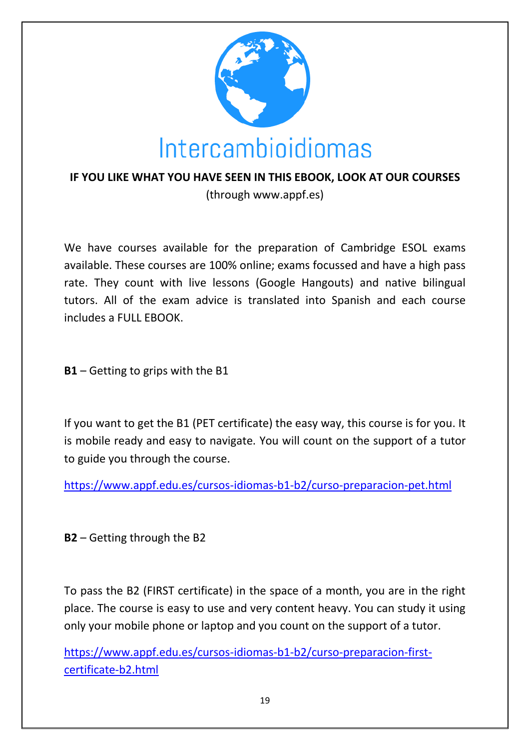# Intercambioidiomas

**IF YOU LIKE WHAT YOU HAVE SEEN IN THIS EBOOK, LOOK AT OUR COURSES**

(through www.appf.es)

We have courses available for the preparation of Cambridge ESOL exams available. These courses are 100% online; exams focussed and have a high pass rate. They count with live lessons (Google Hangouts) and native bilingual tutors. All of the exam advice is translated into Spanish and each course includes a FULL EBOOK.

**B1** – Getting to grips with the B1

If you want to get the B1 (PET certificate) the easy way, this course is for you. It is mobile ready and easy to navigate. You will count on the support of a tutor to guide you through the course.

https://www.appf.edu.es/cursos-idiomas-b1-b2/curso-preparacion-pet.html

**B2** – Getting through the B2

To pass the B2 (FIRST certificate) in the space of a month, you are in the right place. The course is easy to use and very content heavy. You can study it using only your mobile phone or laptop and you count on the support of a tutor.

https://www.appf.edu.es/cursos-idiomas-b1-b2/curso-preparacion-first-certificate-b2.html